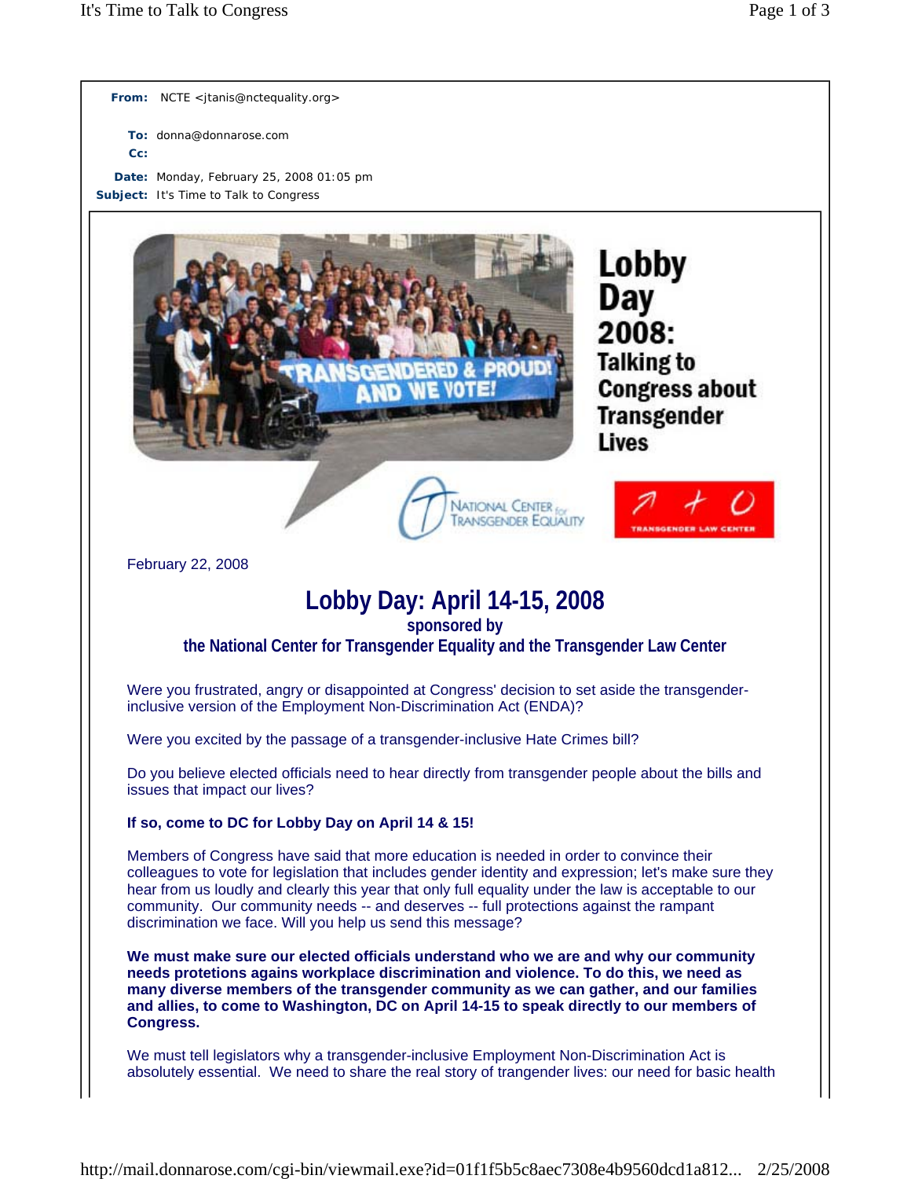**From:** NCTE <jtanis@nctequality.org>

**To:** donna@donnarose.com

**Cc:**

**Date:** Monday, February 25, 2008 01:05 pm

**Subject:** It's Time to Talk to Congress

# Lobby Day 2008: Talking to Congress about Transgender Lives

NATIONAL CENTER for TRANSGENDER EQUALITY

TRANSGENDER LAW CENTER

February 22, 2008

## Lobby Day: April 14-15, 2008

**sponsored by**
**the National Center for Transgender Equality and the Transgender Law Center**

Were you frustrated, angry or disappointed at Congress' decision to set aside the transgender-inclusive version of the Employment Non-Discrimination Act (ENDA)?

Were you excited by the passage of a transgender-inclusive Hate Crimes bill?

Do you believe elected officials need to hear directly from transgender people about the bills and issues that impact our lives?

**If so, come to DC for Lobby Day on April 14 & 15!**

Members of Congress have said that more education is needed in order to convince their colleagues to vote for legislation that includes gender identity and expression; let's make sure they hear from us loudly and clearly this year that only full equality under the law is acceptable to our community. Our community needs -- and deserves -- full protections against the rampant discrimination we face. Will you help us send this message?

**We must make sure our elected officials understand who we are and why our community needs protetions agains workplace discrimination and violence. To do this, we need as many diverse members of the transgender community as we can gather, and our families and allies, to come to Washington, DC on April 14-15 to speak directly to our members of Congress.**

We must tell legislators why a transgender-inclusive Employment Non-Discrimination Act is absolutely essential. We need to share the real story of trangender lives: our need for basic health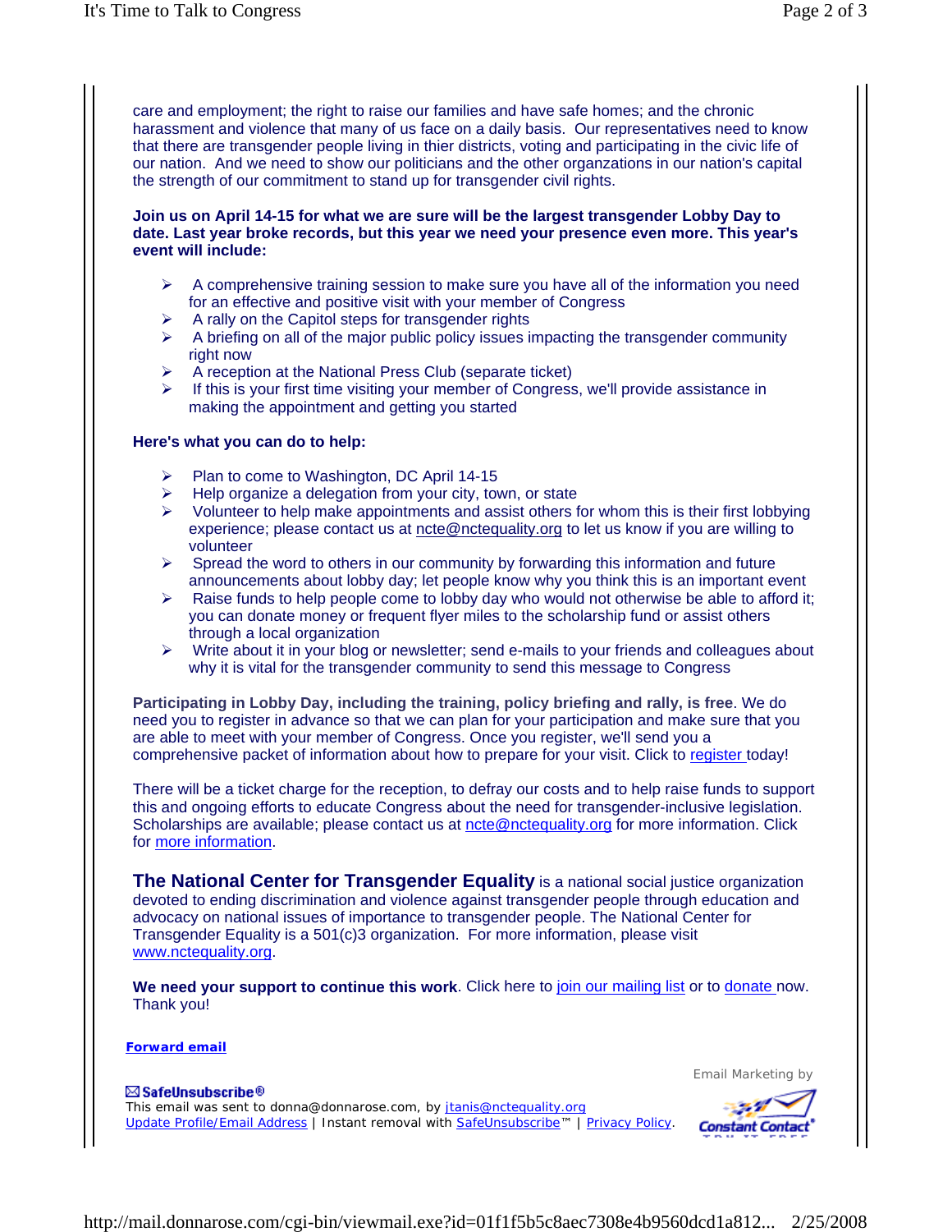care and employment; the right to raise our families and have safe homes; and the chronic harassment and violence that many of us face on a daily basis. Our representatives need to know that there are transgender people living in thier districts, voting and participating in the civic life of our nation. And we need to show our politicians and the other organzations in our nation's capital the strength of our commitment to stand up for transgender civil rights.

**Join us on April 14-15 for what we are sure will be the largest transgender Lobby Day to date. Last year broke records, but this year we need your presence even more. This year's event will include:**

- A comprehensive training session to make sure you have all of the information you need for an effective and positive visit with your member of Congress
- A rally on the Capitol steps for transgender rights
- A briefing on all of the major public policy issues impacting the transgender community right now
- A reception at the National Press Club (separate ticket)
- If this is your first time visiting your member of Congress, we'll provide assistance in making the appointment and getting you started

**Here's what you can do to help:**

- Plan to come to Washington, DC April 14-15
- Help organize a delegation from your city, town, or state
- Volunteer to help make appointments and assist others for whom this is their first lobbying experience; please contact us at ncte@nctequality.org to let us know if you are willing to volunteer
- Spread the word to others in our community by forwarding this information and future announcements about lobby day; let people know why you think this is an important event
- Raise funds to help people come to lobby day who would not otherwise be able to afford it; you can donate money or frequent flyer miles to the scholarship fund or assist others through a local organization
- Write about it in your blog or newsletter; send e-mails to your friends and colleagues about why it is vital for the transgender community to send this message to Congress

**Participating in Lobby Day, including the training, policy briefing and rally, is free**. We do need you to register in advance so that we can plan for your participation and make sure that you are able to meet with your member of Congress. Once you register, we'll send you a comprehensive packet of information about how to prepare for your visit. Click to register today!

There will be a ticket charge for the reception, to defray our costs and to help raise funds to support this and ongoing efforts to educate Congress about the need for transgender-inclusive legislation. Scholarships are available; please contact us at ncte@nctequality.org for more information. Click for more information.

**The National Center for Transgender Equality** is a national social justice organization devoted to ending discrimination and violence against transgender people through education and advocacy on national issues of importance to transgender people. The National Center for Transgender Equality is a 501(c)3 organization. For more information, please visit www.nctequality.org.

**We need your support to continue this work**. Click here to join our mailing list or to donate now. Thank you!

**Forward email**

Email Marketing by Constant Contact

**SafeUnsubscribe®**
This email was sent to donna@donnarose.com, by jtanis@nctequality.org
Update Profile/Email Address | Instant removal with SafeUnsubscribe™ | Privacy Policy.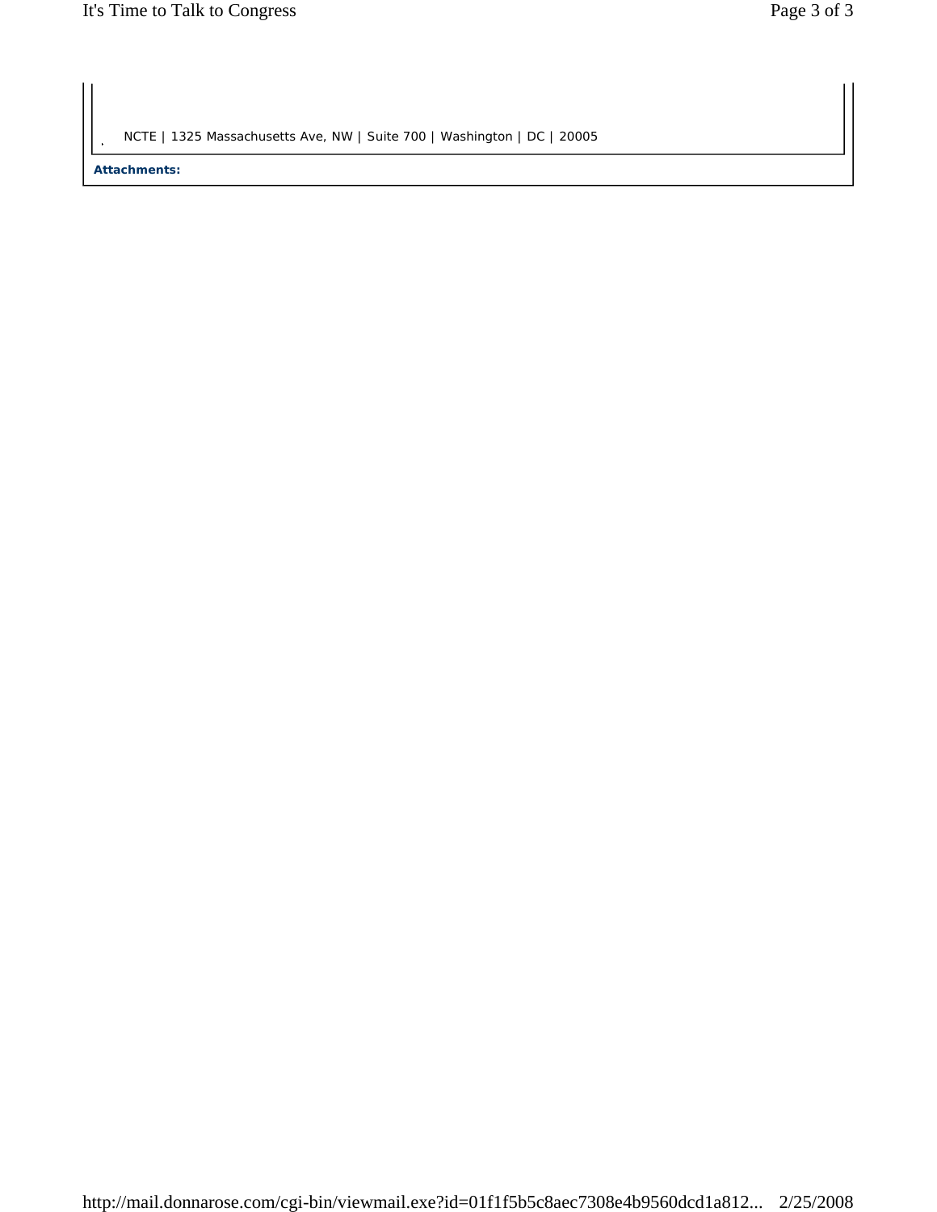NCTE | 1325 Massachusetts Ave, NW | Suite 700 | Washington | DC | 20005

**Attachments:**